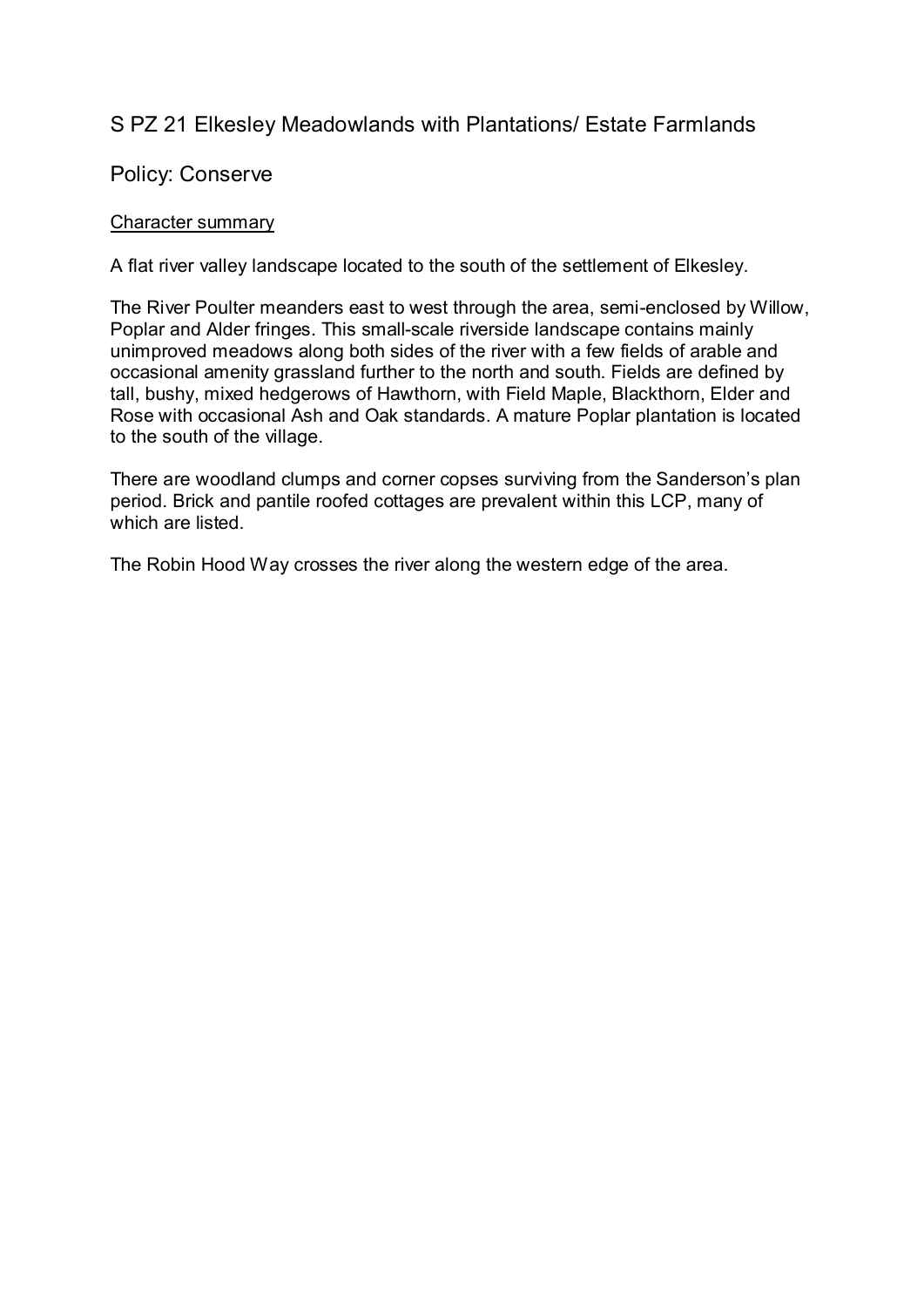# S PZ 21 Elkesley Meadowlands with Plantations/ Estate Farmlands

## Policy: Conserve

<u>Character summary</u>

A flat river valley landscape located to the south of the settlement of Elkesley.

The River Poulter meanders east to west through the area, semi-enclosed by Willow, Poplar and Alder fringes. This small-scale riverside landscape contains mainly unimproved meadows along both sides of the river with a few fields of arable and occasional amenity grassland further to the north and south. Fields are defined by tall, bushy, mixed hedgerows of Hawthorn, with Field Maple, Blackthorn, Elder and Rose with occasional Ash and Oak standards. A mature Poplar plantation is located to the south of the village.

There are woodland clumps and corner copses surviving from the Sanderson's plan period. Brick and pantile roofed cottages are prevalent within this LCP, many of which are listed.

The Robin Hood Way crosses the river along the western edge of the area.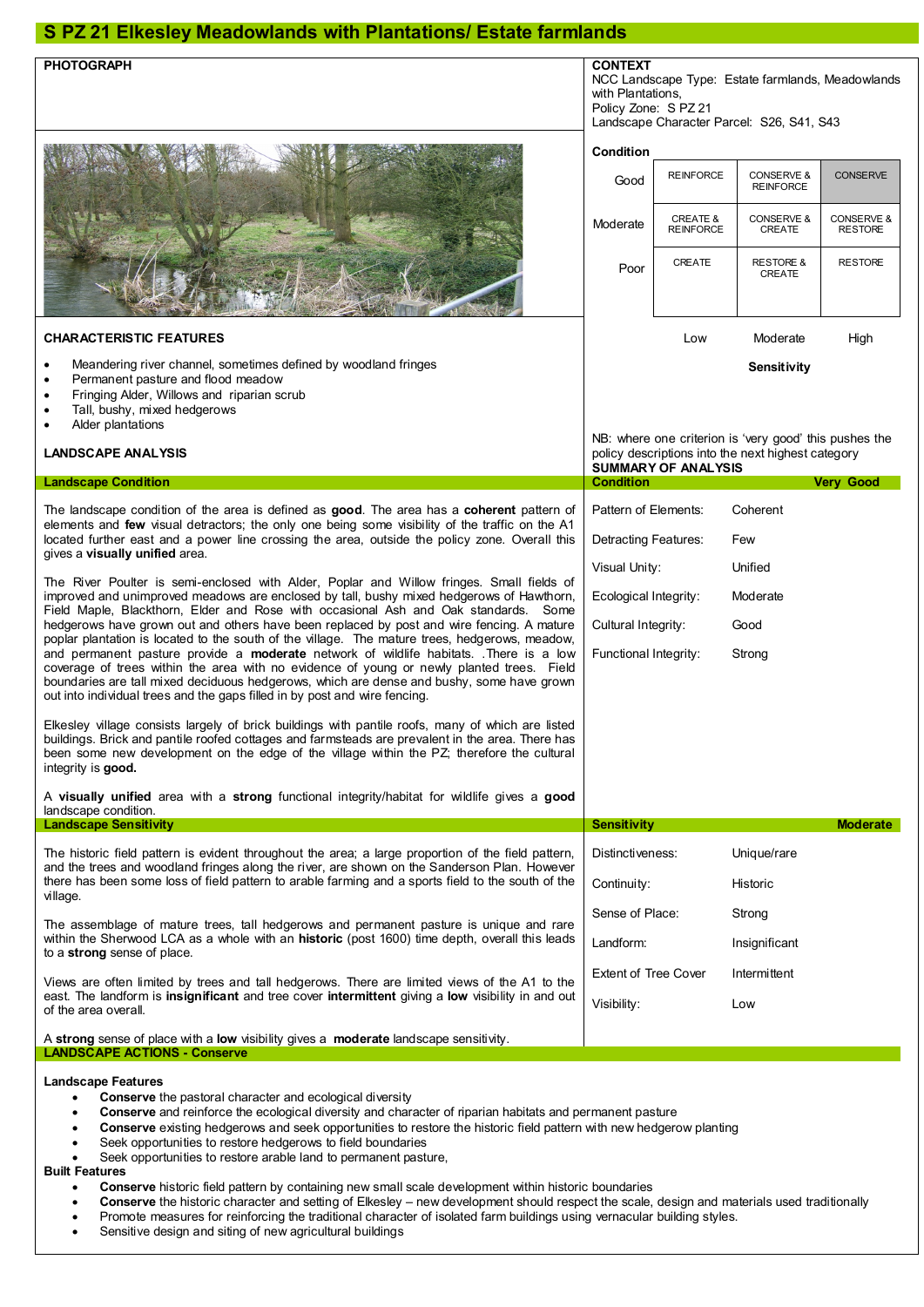# S PZ 21 Elkesley Meadowlands with Plantations/ Estate farmlands

**PHOTOGRAPH**

**CONTEXT**
NCC Landscape Type: Estate farmlands, Meadowlands with Plantations,
Policy Zone: S PZ 21
Landscape Character Parcel: S26, S41, S43

**Condition**

| Condition | Low | Moderate | High |
|---|---|---|---|
| Good | REINFORCE | CONSERVE & REINFORCE | CONSERVE |
| Moderate | CREATE & REINFORCE | CONSERVE & CREATE | CONSERVE & RESTORE |
| Poor | CREATE | RESTORE & CREATE | RESTORE |
| | | **Sensitivity** | |

NB: where one criterion is 'very good' this pushes the policy descriptions into the next highest category

**CHARACTERISTIC FEATURES**

- Meandering river channel, sometimes defined by woodland fringes
- Permanent pasture and flood meadow
- Fringing Alder, Willows and riparian scrub
- Tall, bushy, mixed hedgerows
- Alder plantations

**LANDSCAPE ANALYSIS**

**SUMMARY OF ANALYSIS**

## Landscape Condition

The landscape condition of the area is defined as **good**. The area has a **coherent** pattern of elements and **few** visual detractors; the only one being some visibility of the traffic on the A1 located further east and a power line crossing the area, outside the policy zone. Overall this gives a **visually unified** area.

The River Poulter is semi-enclosed with Alder, Poplar and Willow fringes. Small fields of improved and unimproved meadows are enclosed by tall, bushy mixed hedgerows of Hawthorn, Field Maple, Blackthorn, Elder and Rose with occasional Ash and Oak standards. Some hedgerows have grown out and others have been replaced by post and wire fencing. A mature poplar plantation is located to the south of the village. The mature trees, hedgerows, meadow, and permanent pasture provide a **moderate** network of wildlife habitats. .There is a low coverage of trees within the area with no evidence of young or newly planted trees. Field boundaries are tall mixed deciduous hedgerows, which are dense and bushy, some have grown out into individual trees and the gaps filled in by post and wire fencing.

Elkesley village consists largely of brick buildings with pantile roofs, many of which are listed buildings. Brick and pantile roofed cottages and farmsteads are prevalent in the area. There has been some new development on the edge of the village within the PZ; therefore the cultural integrity is **good.**

A **visually unified** area with a **strong** functional integrity/habitat for wildlife gives a **good** landscape condition.

| Condition | Very Good |
|---|---|
| Pattern of Elements: | Coherent |
| Detracting Features: | Few |
| Visual Unity: | Unified |
| Ecological Integrity: | Moderate |
| Cultural Integrity: | Good |
| Functional Integrity: | Strong |

## Landscape Sensitivity

The historic field pattern is evident throughout the area; a large proportion of the field pattern, and the trees and woodland fringes along the river, are shown on the Sanderson Plan. However there has been some loss of field pattern to arable farming and a sports field to the south of the village.

The assemblage of mature trees, tall hedgerows and permanent pasture is unique and rare within the Sherwood LCA as a whole with an **historic** (post 1600) time depth, overall this leads to a **strong** sense of place.

Views are often limited by trees and tall hedgerows. There are limited views of the A1 to the east. The landform is **insignificant** and tree cover **intermittent** giving a **low** visibility in and out of the area overall.

A **strong** sense of place with a **low** visibility gives a **moderate** landscape sensitivity.

| Sensitivity | Moderate |
|---|---|
| Distinctiveness: | Unique/rare |
| Continuity: | Historic |
| Sense of Place: | Strong |
| Landform: | Insignificant |
| Extent of Tree Cover | Intermittent |
| Visibility: | Low |

## LANDSCAPE ACTIONS - Conserve

**Landscape Features**

- **Conserve** the pastoral character and ecological diversity
- **Conserve** and reinforce the ecological diversity and character of riparian habitats and permanent pasture
- **Conserve** existing hedgerows and seek opportunities to restore the historic field pattern with new hedgerow planting
- Seek opportunities to restore hedgerows to field boundaries
- Seek opportunities to restore arable land to permanent pasture,

**Built Features**

- **Conserve** historic field pattern by containing new small scale development within historic boundaries
- **Conserve** the historic character and setting of Elkesley – new development should respect the scale, design and materials used traditionally
- Promote measures for reinforcing the traditional character of isolated farm buildings using vernacular building styles.
- Sensitive design and siting of new agricultural buildings